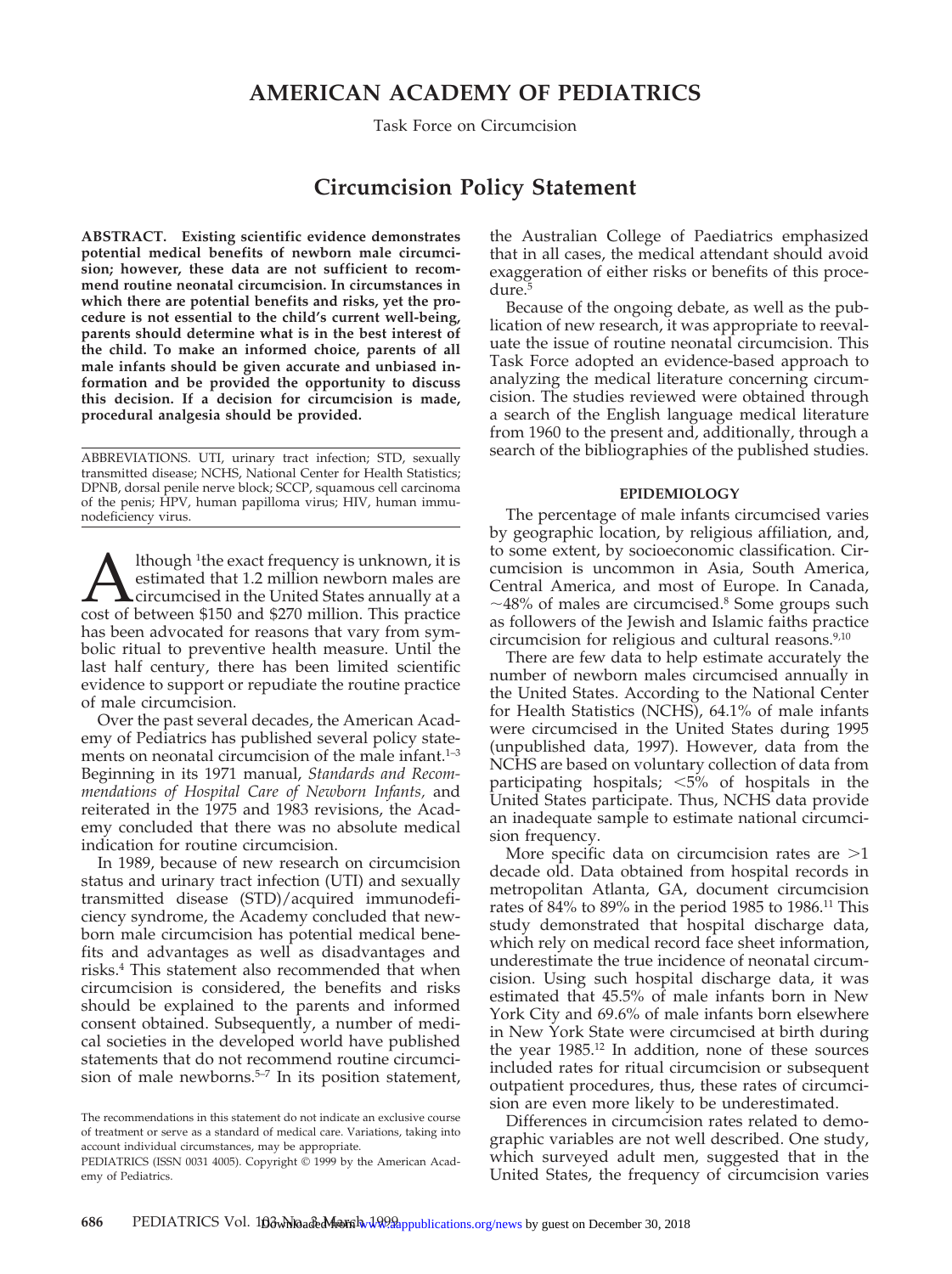# AMERICAN ACADEMY OF PEDIATRICS

Task Force on Circumcision

## Circumcision Policy Statement

**ABSTRACT. Existing scientific evidence demonstrates potential medical benefits of newborn male circumcision; however, these data are not sufficient to recommend routine neonatal circumcision. In circumstances in which there are potential benefits and risks, yet the procedure is not essential to the child's current well-being, parents should determine what is in the best interest of the child. To make an informed choice, parents of all male infants should be given accurate and unbiased information and be provided the opportunity to discuss this decision. If a decision for circumcision is made, procedural analgesia should be provided.**

ABBREVIATIONS. UTI, urinary tract infection; STD, sexually transmitted disease; NCHS, National Center for Health Statistics; DPNB, dorsal penile nerve block; SCCP, squamous cell carcinoma of the penis; HPV, human papilloma virus; HIV, human immunodeficiency virus.

Although [1]the exact frequency is unknown, it is estimated that 1.2 million newborn males are circumcised in the United States annually at a cost of between $150 and $270 million. This practice has been advocated for reasons that vary from symbolic ritual to preventive health measure. Until the last half century, there has been limited scientific evidence to support or repudiate the routine practice of male circumcision.

Over the past several decades, the American Academy of Pediatrics has published several policy statements on neonatal circumcision of the male infant.[1–3] Beginning in its 1971 manual, *Standards and Recommendations of Hospital Care of Newborn Infants,* and reiterated in the 1975 and 1983 revisions, the Academy concluded that there was no absolute medical indication for routine circumcision.

In 1989, because of new research on circumcision status and urinary tract infection (UTI) and sexually transmitted disease (STD)/acquired immunodeficiency syndrome, the Academy concluded that newborn male circumcision has potential medical benefits and advantages as well as disadvantages and risks.[4] This statement also recommended that when circumcision is considered, the benefits and risks should be explained to the parents and informed consent obtained. Subsequently, a number of medical societies in the developed world have published statements that do not recommend routine circumcision of male newborns.[5–7] In its position statement, the Australian College of Paediatrics emphasized that in all cases, the medical attendant should avoid exaggeration of either risks or benefits of this procedure.[5]

Because of the ongoing debate, as well as the publication of new research, it was appropriate to reevaluate the issue of routine neonatal circumcision. This Task Force adopted an evidence-based approach to analyzing the medical literature concerning circumcision. The studies reviewed were obtained through a search of the English language medical literature from 1960 to the present and, additionally, through a search of the bibliographies of the published studies.

The recommendations in this statement do not indicate an exclusive course of treatment or serve as a standard of medical care. Variations, taking into account individual circumstances, may be appropriate.

PEDIATRICS (ISSN 0031 4005). Copyright © 1999 by the American Academy of Pediatrics.

### EPIDEMIOLOGY

The percentage of male infants circumcised varies by geographic location, by religious affiliation, and, to some extent, by socioeconomic classification. Circumcision is uncommon in Asia, South America, Central America, and most of Europe. In Canada, ~48% of males are circumcised.[8] Some groups such as followers of the Jewish and Islamic faiths practice circumcision for religious and cultural reasons.[9,10]

There are few data to help estimate accurately the number of newborn males circumcised annually in the United States. According to the National Center for Health Statistics (NCHS), 64.1% of male infants were circumcised in the United States during 1995 (unpublished data, 1997). However, data from the NCHS are based on voluntary collection of data from participating hospitals; <5% of hospitals in the United States participate. Thus, NCHS data provide an inadequate sample to estimate national circumcision frequency.

More specific data on circumcision rates are >1 decade old. Data obtained from hospital records in metropolitan Atlanta, GA, document circumcision rates of 84% to 89% in the period 1985 to 1986.[11] This study demonstrated that hospital discharge data, which rely on medical record face sheet information, underestimate the true incidence of neonatal circumcision. Using such hospital discharge data, it was estimated that 45.5% of male infants born in New York City and 69.6% of male infants born elsewhere in New York State were circumcised at birth during the year 1985.[12] In addition, none of these sources included rates for ritual circumcision or subsequent outpatient procedures, thus, these rates of circumcision are even more likely to be underestimated.

Differences in circumcision rates related to demographic variables are not well described. One study, which surveyed adult men, suggested that in the United States, the frequency of circumcision varies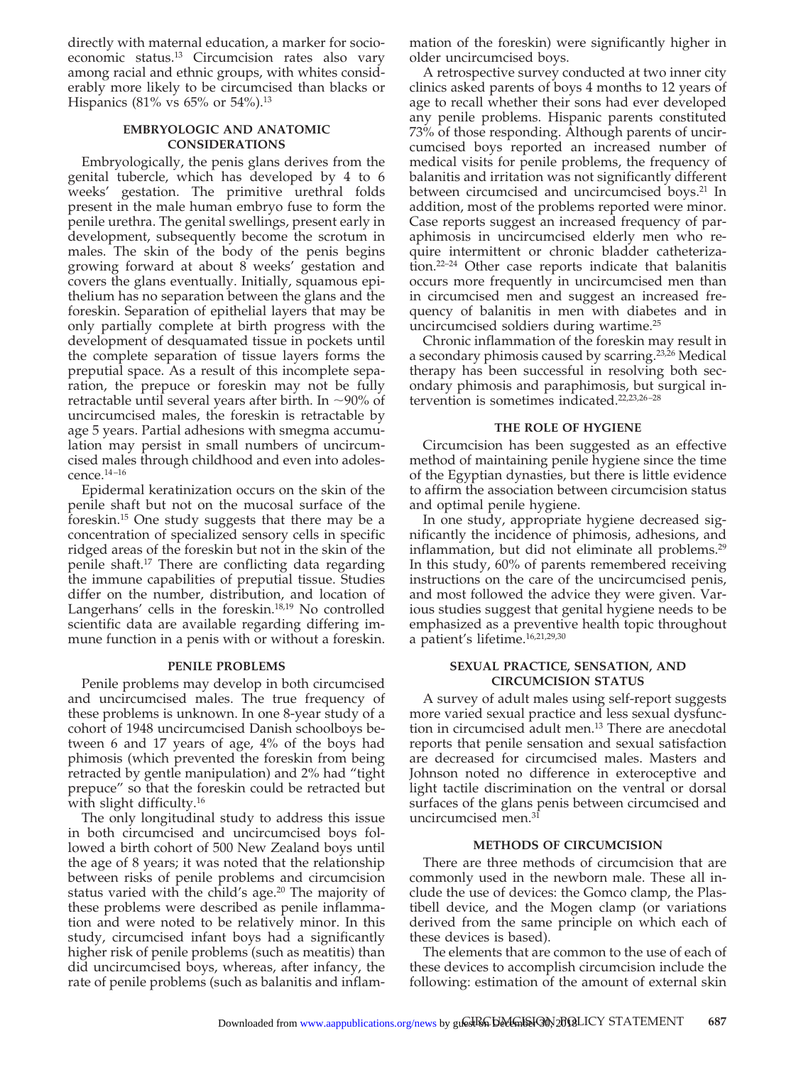directly with maternal education, a marker for socioeconomic status.[13] Circumcision rates also vary among racial and ethnic groups, with whites considerably more likely to be circumcised than blacks or Hispanics (81% vs 65% or 54%).[13]

## EMBRYOLOGIC AND ANATOMIC CONSIDERATIONS

Embryologically, the penis glans derives from the genital tubercle, which has developed by 4 to 6 weeks' gestation. The primitive urethral folds present in the male human embryo fuse to form the penile urethra. The genital swellings, present early in development, subsequently become the scrotum in males. The skin of the body of the penis begins growing forward at about 8 weeks' gestation and covers the glans eventually. Initially, squamous epithelium has no separation between the glans and the foreskin. Separation of epithelial layers that may be only partially complete at birth progress with the development of desquamated tissue in pockets until the complete separation of tissue layers forms the preputial space. As a result of this incomplete separation, the prepuce or foreskin may not be fully retractable until several years after birth. In ~90% of uncircumcised males, the foreskin is retractable by age 5 years. Partial adhesions with smegma accumulation may persist in small numbers of uncircumcised males through childhood and even into adolescence.[14–16]

Epidermal keratinization occurs on the skin of the penile shaft but not on the mucosal surface of the foreskin.[15] One study suggests that there may be a concentration of specialized sensory cells in specific ridged areas of the foreskin but not in the skin of the penile shaft.[17] There are conflicting data regarding the immune capabilities of preputial tissue. Studies differ on the number, distribution, and location of Langerhans' cells in the foreskin.[18,19] No controlled scientific data are available regarding differing immune function in a penis with or without a foreskin.

## PENILE PROBLEMS

Penile problems may develop in both circumcised and uncircumcised males. The true frequency of these problems is unknown. In one 8-year study of a cohort of 1948 uncircumcised Danish schoolboys between 6 and 17 years of age, 4% of the boys had phimosis (which prevented the foreskin from being retracted by gentle manipulation) and 2% had "tight prepuce" so that the foreskin could be retracted but with slight difficulty.[16]

The only longitudinal study to address this issue in both circumcised and uncircumcised boys followed a birth cohort of 500 New Zealand boys until the age of 8 years; it was noted that the relationship between risks of penile problems and circumcision status varied with the child's age.[20] The majority of these problems were described as penile inflammation and were noted to be relatively minor. In this study, circumcised infant boys had a significantly higher risk of penile problems (such as meatitis) than did uncircumcised boys, whereas, after infancy, the rate of penile problems (such as balanitis and inflammation of the foreskin) were significantly higher in older uncircumcised boys.

A retrospective survey conducted at two inner city clinics asked parents of boys 4 months to 12 years of age to recall whether their sons had ever developed any penile problems. Hispanic parents constituted 73% of those responding. Although parents of uncircumcised boys reported an increased number of medical visits for penile problems, the frequency of balanitis and irritation was not significantly different between circumcised and uncircumcised boys.[21] In addition, most of the problems reported were minor. Case reports suggest an increased frequency of paraphimosis in uncircumcised elderly men who require intermittent or chronic bladder catheterization.[22–24] Other case reports indicate that balanitis occurs more frequently in uncircumcised men than in circumcised men and suggest an increased frequency of balanitis in men with diabetes and in uncircumcised soldiers during wartime.[25]

Chronic inflammation of the foreskin may result in a secondary phimosis caused by scarring.[23,26] Medical therapy has been successful in resolving both secondary phimosis and paraphimosis, but surgical intervention is sometimes indicated.[22,23,26–28]

## THE ROLE OF HYGIENE

Circumcision has been suggested as an effective method of maintaining penile hygiene since the time of the Egyptian dynasties, but there is little evidence to affirm the association between circumcision status and optimal penile hygiene.

In one study, appropriate hygiene decreased significantly the incidence of phimosis, adhesions, and inflammation, but did not eliminate all problems.[29] In this study, 60% of parents remembered receiving instructions on the care of the uncircumcised penis, and most followed the advice they were given. Various studies suggest that genital hygiene needs to be emphasized as a preventive health topic throughout a patient's lifetime.[16,21,29,30]

## SEXUAL PRACTICE, SENSATION, AND CIRCUMCISION STATUS

A survey of adult males using self-report suggests more varied sexual practice and less sexual dysfunction in circumcised adult men.[13] There are anecdotal reports that penile sensation and sexual satisfaction are decreased for circumcised males. Masters and Johnson noted no difference in exteroceptive and light tactile discrimination on the ventral or dorsal surfaces of the glans penis between circumcised and uncircumcised men.[31]

## METHODS OF CIRCUMCISION

There are three methods of circumcision that are commonly used in the newborn male. These all include the use of devices: the Gomco clamp, the Plastibell device, and the Mogen clamp (or variations derived from the same principle on which each of these devices is based).

The elements that are common to the use of each of these devices to accomplish circumcision include the following: estimation of the amount of external skin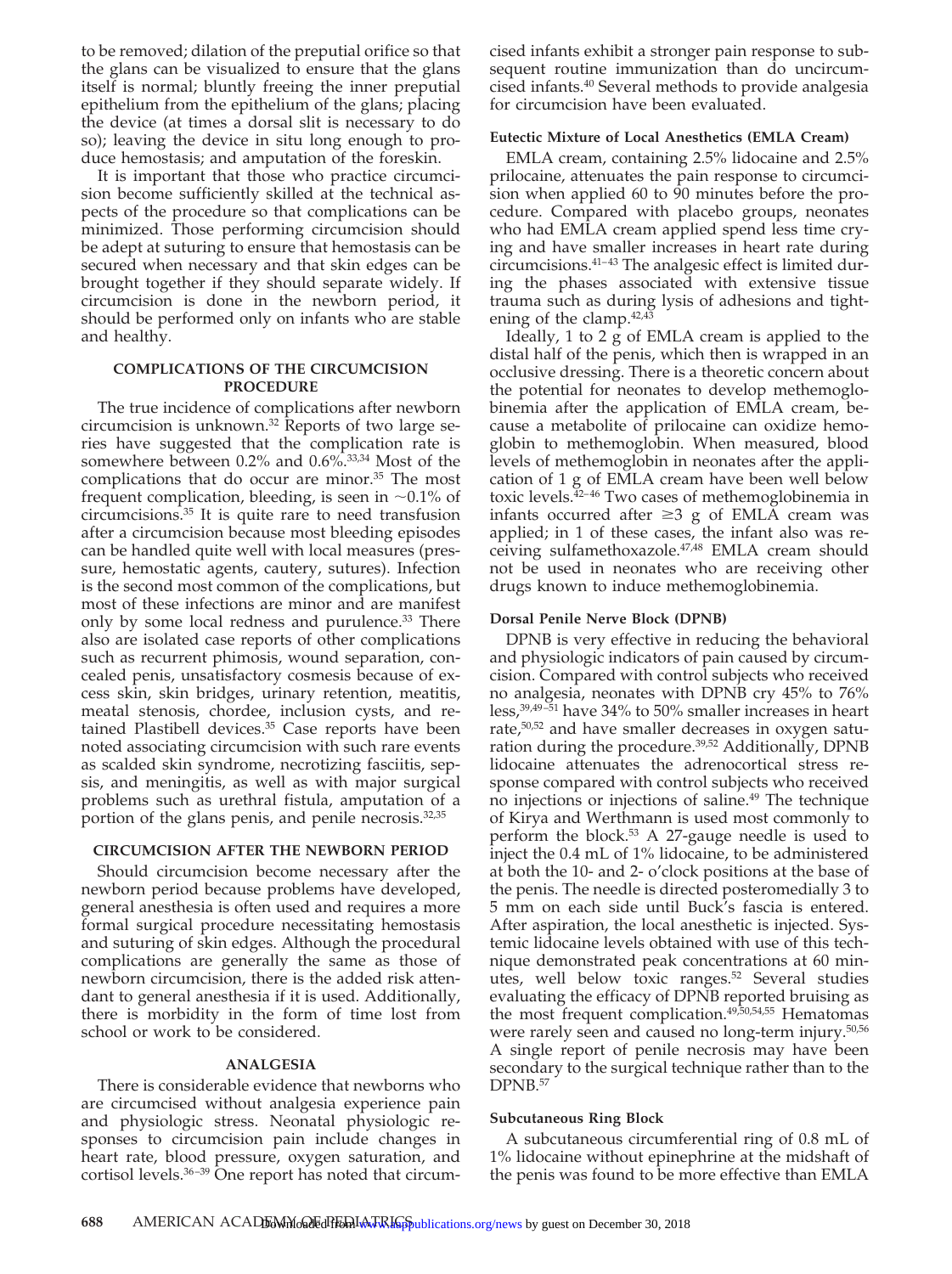to be removed; dilation of the preputial orifice so that the glans can be visualized to ensure that the glans itself is normal; bluntly freeing the inner preputial epithelium from the epithelium of the glans; placing the device (at times a dorsal slit is necessary to do so); leaving the device in situ long enough to produce hemostasis; and amputation of the foreskin.

It is important that those who practice circumcision become sufficiently skilled at the technical aspects of the procedure so that complications can be minimized. Those performing circumcision should be adept at suturing to ensure that hemostasis can be secured when necessary and that skin edges can be brought together if they should separate widely. If circumcision is done in the newborn period, it should be performed only on infants who are stable and healthy.

## COMPLICATIONS OF THE CIRCUMCISION PROCEDURE

The true incidence of complications after newborn circumcision is unknown.[32] Reports of two large series have suggested that the complication rate is somewhere between 0.2% and 0.6%.[33,34] Most of the complications that do occur are minor.[35] The most frequent complication, bleeding, is seen in ~0.1% of circumcisions.[35] It is quite rare to need transfusion after a circumcision because most bleeding episodes can be handled quite well with local measures (pressure, hemostatic agents, cautery, sutures). Infection is the second most common of the complications, but most of these infections are minor and are manifest only by some local redness and purulence.[33] There also are isolated case reports of other complications such as recurrent phimosis, wound separation, concealed penis, unsatisfactory cosmesis because of excess skin, skin bridges, urinary retention, meatitis, meatal stenosis, chordee, inclusion cysts, and retained Plastibell devices.[35] Case reports have been noted associating circumcision with such rare events as scalded skin syndrome, necrotizing fasciitis, sepsis, and meningitis, as well as with major surgical problems such as urethral fistula, amputation of a portion of the glans penis, and penile necrosis.[32,35]

## CIRCUMCISION AFTER THE NEWBORN PERIOD

Should circumcision become necessary after the newborn period because problems have developed, general anesthesia is often used and requires a more formal surgical procedure necessitating hemostasis and suturing of skin edges. Although the procedural complications are generally the same as those of newborn circumcision, there is the added risk attendant to general anesthesia if it is used. Additionally, there is morbidity in the form of time lost from school or work to be considered.

## ANALGESIA

There is considerable evidence that newborns who are circumcised without analgesia experience pain and physiologic stress. Neonatal physiologic responses to circumcision pain include changes in heart rate, blood pressure, oxygen saturation, and cortisol levels.[36–39] One report has noted that circumcised infants exhibit a stronger pain response to subsequent routine immunization than do uncircumcised infants.[40] Several methods to provide analgesia for circumcision have been evaluated.

### Eutectic Mixture of Local Anesthetics (EMLA Cream)

EMLA cream, containing 2.5% lidocaine and 2.5% prilocaine, attenuates the pain response to circumcision when applied 60 to 90 minutes before the procedure. Compared with placebo groups, neonates who had EMLA cream applied spend less time crying and have smaller increases in heart rate during circumcisions.[41–43] The analgesic effect is limited during the phases associated with extensive tissue trauma such as during lysis of adhesions and tightening of the clamp.[42,43]

Ideally, 1 to 2 g of EMLA cream is applied to the distal half of the penis, which then is wrapped in an occlusive dressing. There is a theoretic concern about the potential for neonates to develop methemoglobinemia after the application of EMLA cream, because a metabolite of prilocaine can oxidize hemoglobin to methemoglobin. When measured, blood levels of methemoglobin in neonates after the application of 1 g of EMLA cream have been well below toxic levels.[42–46] Two cases of methemoglobinemia in infants occurred after ≥3 g of EMLA cream was applied; in 1 of these cases, the infant also was receiving sulfamethoxazole.[47,48] EMLA cream should not be used in neonates who are receiving other drugs known to induce methemoglobinemia.

### Dorsal Penile Nerve Block (DPNB)

DPNB is very effective in reducing the behavioral and physiologic indicators of pain caused by circumcision. Compared with control subjects who received no analgesia, neonates with DPNB cry 45% to 76% less,[39,49–51] have 34% to 50% smaller increases in heart rate,[50,52] and have smaller decreases in oxygen saturation during the procedure.[39,52] Additionally, DPNB lidocaine attenuates the adrenocortical stress response compared with control subjects who received no injections or injections of saline.[49] The technique of Kirya and Werthmann is used most commonly to perform the block.[53] A 27-gauge needle is used to inject the 0.4 mL of 1% lidocaine, to be administered at both the 10- and 2- o'clock positions at the base of the penis. The needle is directed posteromedially 3 to 5 mm on each side until Buck's fascia is entered. After aspiration, the local anesthetic is injected. Systemic lidocaine levels obtained with use of this technique demonstrated peak concentrations at 60 minutes, well below toxic ranges.[52] Several studies evaluating the efficacy of DPNB reported bruising as the most frequent complication.[49,50,54,55] Hematomas were rarely seen and caused no long-term injury.[50,56] A single report of penile necrosis may have been secondary to the surgical technique rather than to the DPNB.[57]

### Subcutaneous Ring Block

A subcutaneous circumferential ring of 0.8 mL of 1% lidocaine without epinephrine at the midshaft of the penis was found to be more effective than EMLA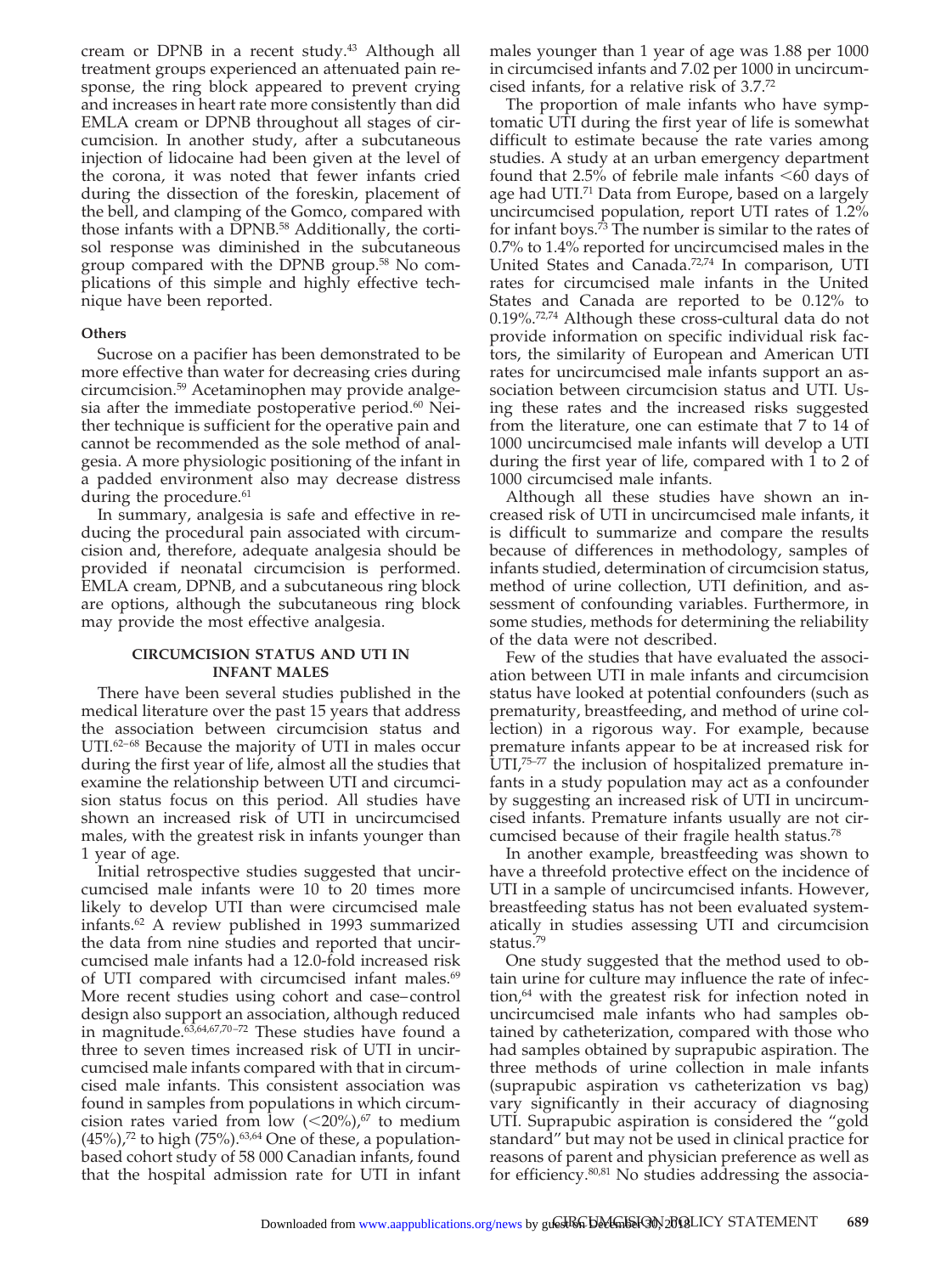cream or DPNB in a recent study.[43] Although all treatment groups experienced an attenuated pain response, the ring block appeared to prevent crying and increases in heart rate more consistently than did EMLA cream or DPNB throughout all stages of circumcision. In another study, after a subcutaneous injection of lidocaine had been given at the level of the corona, it was noted that fewer infants cried during the dissection of the foreskin, placement of the bell, and clamping of the Gomco, compared with those infants with a DPNB.[58] Additionally, the cortisol response was diminished in the subcutaneous group compared with the DPNB group.[58] No complications of this simple and highly effective technique have been reported.

#### Others

Sucrose on a pacifier has been demonstrated to be more effective than water for decreasing cries during circumcision.[59] Acetaminophen may provide analgesia after the immediate postoperative period.[60] Neither technique is sufficient for the operative pain and cannot be recommended as the sole method of analgesia. A more physiologic positioning of the infant in a padded environment also may decrease distress during the procedure.[61]

In summary, analgesia is safe and effective in reducing the procedural pain associated with circumcision and, therefore, adequate analgesia should be provided if neonatal circumcision is performed. EMLA cream, DPNB, and a subcutaneous ring block are options, although the subcutaneous ring block may provide the most effective analgesia.

### CIRCUMCISION STATUS AND UTI IN INFANT MALES

There have been several studies published in the medical literature over the past 15 years that address the association between circumcision status and UTI.[62–68] Because the majority of UTI in males occur during the first year of life, almost all the studies that examine the relationship between UTI and circumcision status focus on this period. All studies have shown an increased risk of UTI in uncircumcised males, with the greatest risk in infants younger than 1 year of age.

Initial retrospective studies suggested that uncircumcised male infants were 10 to 20 times more likely to develop UTI than were circumcised male infants.[62] A review published in 1993 summarized the data from nine studies and reported that uncircumcised male infants had a 12.0-fold increased risk of UTI compared with circumcised infant males.[69] More recent studies using cohort and case–control design also support an association, although reduced in magnitude.[63,64,67,70–72] These studies have found a three to seven times increased risk of UTI in uncircumcised male infants compared with that in circumcised male infants. This consistent association was found in samples from populations in which circumcision rates varied from low (<20%),[67] to medium (45%),[72] to high (75%).[63,64] One of these, a population-based cohort study of 58 000 Canadian infants, found that the hospital admission rate for UTI in infant males younger than 1 year of age was 1.88 per 1000 in circumcised infants and 7.02 per 1000 in uncircumcised infants, for a relative risk of 3.7.[72]

The proportion of male infants who have symptomatic UTI during the first year of life is somewhat difficult to estimate because the rate varies among studies. A study at an urban emergency department found that 2.5% of febrile male infants <60 days of age had UTI.[71] Data from Europe, based on a largely uncircumcised population, report UTI rates of 1.2% for infant boys.[73] The number is similar to the rates of 0.7% to 1.4% reported for uncircumcised males in the United States and Canada.[72,74] In comparison, UTI rates for circumcised male infants in the United States and Canada are reported to be 0.12% to 0.19%.[72,74] Although these cross-cultural data do not provide information on specific individual risk factors, the similarity of European and American UTI rates for uncircumcised male infants support an association between circumcision status and UTI. Using these rates and the increased risks suggested from the literature, one can estimate that 7 to 14 of 1000 uncircumcised male infants will develop a UTI during the first year of life, compared with 1 to 2 of 1000 circumcised male infants.

Although all these studies have shown an increased risk of UTI in uncircumcised male infants, it is difficult to summarize and compare the results because of differences in methodology, samples of infants studied, determination of circumcision status, method of urine collection, UTI definition, and assessment of confounding variables. Furthermore, in some studies, methods for determining the reliability of the data were not described.

Few of the studies that have evaluated the association between UTI in male infants and circumcision status have looked at potential confounders (such as prematurity, breastfeeding, and method of urine collection) in a rigorous way. For example, because premature infants appear to be at increased risk for UTI,[75–77] the inclusion of hospitalized premature infants in a study population may act as a confounder by suggesting an increased risk of UTI in uncircumcised infants. Premature infants usually are not circumcised because of their fragile health status.[78]

In another example, breastfeeding was shown to have a threefold protective effect on the incidence of UTI in a sample of uncircumcised infants. However, breastfeeding status has not been evaluated systematically in studies assessing UTI and circumcision status.[79]

One study suggested that the method used to obtain urine for culture may influence the rate of infection,[64] with the greatest risk for infection noted in uncircumcised male infants who had samples obtained by catheterization, compared with those who had samples obtained by suprapubic aspiration. The three methods of urine collection in male infants (suprapubic aspiration vs catheterization vs bag) vary significantly in their accuracy of diagnosing UTI. Suprapubic aspiration is considered the "gold standard" but may not be used in clinical practice for reasons of parent and physician preference as well as for efficiency.[80,81] No studies addressing the associa-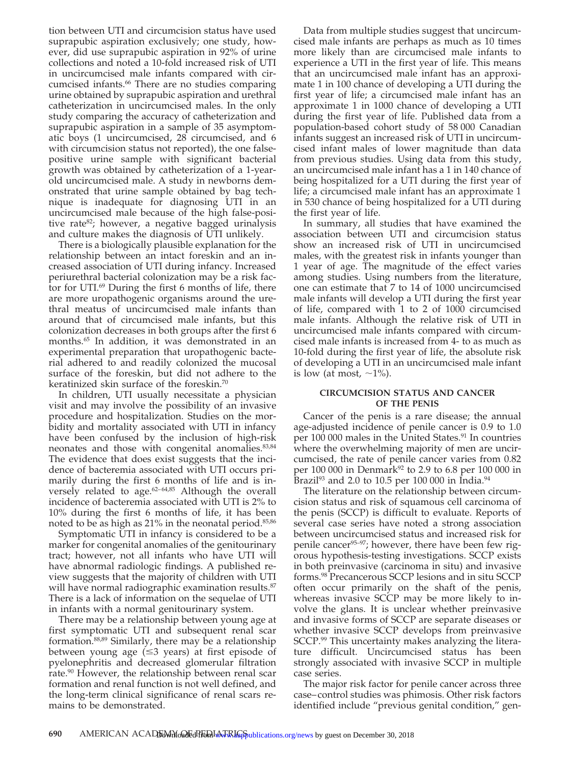tion between UTI and circumcision status have used suprapubic aspiration exclusively; one study, however, did use suprapubic aspiration in 92% of urine collections and noted a 10-fold increased risk of UTI in uncircumcised male infants compared with circumcised infants.[66] There are no studies comparing urine obtained by suprapubic aspiration and urethral catheterization in uncircumcised males. In the only study comparing the accuracy of catheterization and suprapubic aspiration in a sample of 35 asymptomatic boys (1 uncircumcised, 28 circumcised, and 6 with circumcision status not reported), the one false-positive urine sample with significant bacterial growth was obtained by catheterization of a 1-year-old uncircumcised male. A study in newborns demonstrated that urine sample obtained by bag technique is inadequate for diagnosing UTI in an uncircumcised male because of the high false-positive rate[82]; however, a negative bagged urinalysis and culture makes the diagnosis of UTI unlikely.

There is a biologically plausible explanation for the relationship between an intact foreskin and an increased association of UTI during infancy. Increased periurethral bacterial colonization may be a risk factor for UTI.[69] During the first 6 months of life, there are more uropathogenic organisms around the urethral meatus of uncircumcised male infants than around that of circumcised male infants, but this colonization decreases in both groups after the first 6 months.[65] In addition, it was demonstrated in an experimental preparation that uropathogenic bacterial adhered to and readily colonized the mucosal surface of the foreskin, but did not adhere to the keratinized skin surface of the foreskin.[70]

In children, UTI usually necessitate a physician visit and may involve the possibility of an invasive procedure and hospitalization. Studies on the morbidity and mortality associated with UTI in infancy have been confused by the inclusion of high-risk neonates and those with congenital anomalies.[83,84] The evidence that does exist suggests that the incidence of bacteremia associated with UTI occurs primarily during the first 6 months of life and is inversely related to age.[62–64,85] Although the overall incidence of bacteremia associated with UTI is 2% to 10% during the first 6 months of life, it has been noted to be as high as 21% in the neonatal period.[85,86]

Symptomatic UTI in infancy is considered to be a marker for congenital anomalies of the genitourinary tract; however, not all infants who have UTI will have abnormal radiologic findings. A published review suggests that the majority of children with UTI will have normal radiographic examination results.[87] There is a lack of information on the sequelae of UTI in infants with a normal genitourinary system.

There may be a relationship between young age at first symptomatic UTI and subsequent renal scar formation.[88,89] Similarly, there may be a relationship between young age ($\leq$3 years) at first episode of pyelonephritis and decreased glomerular filtration rate.[90] However, the relationship between renal scar formation and renal function is not well defined, and the long-term clinical significance of renal scars remains to be demonstrated.

Data from multiple studies suggest that uncircumcised male infants are perhaps as much as 10 times more likely than are circumcised male infants to experience a UTI in the first year of life. This means that an uncircumcised male infant has an approximate 1 in 100 chance of developing a UTI during the first year of life; a circumcised male infant has an approximate 1 in 1000 chance of developing a UTI during the first year of life. Published data from a population-based cohort study of 58 000 Canadian infants suggest an increased risk of UTI in uncircumcised infant males of lower magnitude than data from previous studies. Using data from this study, an uncircumcised male infant has a 1 in 140 chance of being hospitalized for a UTI during the first year of life; a circumcised male infant has an approximate 1 in 530 chance of being hospitalized for a UTI during the first year of life.

In summary, all studies that have examined the association between UTI and circumcision status show an increased risk of UTI in uncircumcised males, with the greatest risk in infants younger than 1 year of age. The magnitude of the effect varies among studies. Using numbers from the literature, one can estimate that 7 to 14 of 1000 uncircumcised male infants will develop a UTI during the first year of life, compared with 1 to 2 of 1000 circumcised male infants. Although the relative risk of UTI in uncircumcised male infants compared with circumcised male infants is increased from 4- to as much as 10-fold during the first year of life, the absolute risk of developing a UTI in an uncircumcised male infant is low (at most, ~1%).

## CIRCUMCISION STATUS AND CANCER OF THE PENIS

Cancer of the penis is a rare disease; the annual age-adjusted incidence of penile cancer is 0.9 to 1.0 per 100 000 males in the United States.[91] In countries where the overwhelming majority of men are uncircumcised, the rate of penile cancer varies from 0.82 per 100 000 in Denmark[92] to 2.9 to 6.8 per 100 000 in Brazil[93] and 2.0 to 10.5 per 100 000 in India.[94]

The literature on the relationship between circumcision status and risk of squamous cell carcinoma of the penis (SCCP) is difficult to evaluate. Reports of several case series have noted a strong association between uncircumcised status and increased risk for penile cancer[95–97]; however, there have been few rigorous hypothesis-testing investigations. SCCP exists in both preinvasive (carcinoma in situ) and invasive forms.[98] Precancerous SCCP lesions and in situ SCCP often occur primarily on the shaft of the penis, whereas invasive SCCP may be more likely to involve the glans. It is unclear whether preinvasive and invasive forms of SCCP are separate diseases or whether invasive SCCP develops from preinvasive SCCP.[99] This uncertainty makes analyzing the literature difficult. Uncircumcised status has been strongly associated with invasive SCCP in multiple case series.

The major risk factor for penile cancer across three case–control studies was phimosis. Other risk factors identified include "previous genital condition," gen-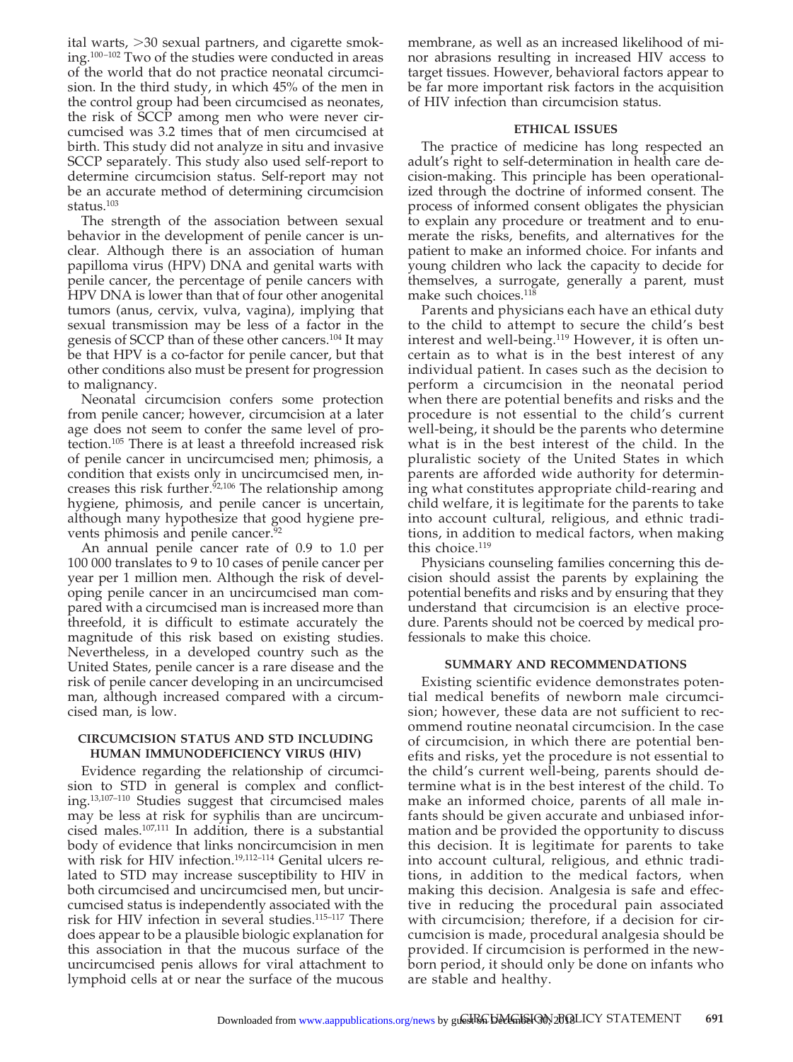ital warts, >30 sexual partners, and cigarette smoking.[100–102] Two of the studies were conducted in areas of the world that do not practice neonatal circumcision. In the third study, in which 45% of the men in the control group had been circumcised as neonates, the risk of SCCP among men who were never circumcised was 3.2 times that of men circumcised at birth. This study did not analyze in situ and invasive SCCP separately. This study also used self-report to determine circumcision status. Self-report may not be an accurate method of determining circumcision status.[103]

The strength of the association between sexual behavior in the development of penile cancer is unclear. Although there is an association of human papilloma virus (HPV) DNA and genital warts with penile cancer, the percentage of penile cancers with HPV DNA is lower than that of four other anogenital tumors (anus, cervix, vulva, vagina), implying that sexual transmission may be less of a factor in the genesis of SCCP than of these other cancers.[104] It may be that HPV is a co-factor for penile cancer, but that other conditions also must be present for progression to malignancy.

Neonatal circumcision confers some protection from penile cancer; however, circumcision at a later age does not seem to confer the same level of protection.[105] There is at least a threefold increased risk of penile cancer in uncircumcised men; phimosis, a condition that exists only in uncircumcised men, increases this risk further.[92,106] The relationship among hygiene, phimosis, and penile cancer is uncertain, although many hypothesize that good hygiene prevents phimosis and penile cancer.[92]

An annual penile cancer rate of 0.9 to 1.0 per 100 000 translates to 9 to 10 cases of penile cancer per year per 1 million men. Although the risk of developing penile cancer in an uncircumcised man compared with a circumcised man is increased more than threefold, it is difficult to estimate accurately the magnitude of this risk based on existing studies. Nevertheless, in a developed country such as the United States, penile cancer is a rare disease and the risk of penile cancer developing in an uncircumcised man, although increased compared with a circumcised man, is low.

## CIRCUMCISION STATUS AND STD INCLUDING HUMAN IMMUNODEFICIENCY VIRUS (HIV)

Evidence regarding the relationship of circumcision to STD in general is complex and conflicting.[13,107–110] Studies suggest that circumcised males may be less at risk for syphilis than are uncircumcised males.[107,111] In addition, there is a substantial body of evidence that links noncircumcision in men with risk for HIV infection.[19,112–114] Genital ulcers related to STD may increase susceptibility to HIV in both circumcised and uncircumcised men, but uncircumcised status is independently associated with the risk for HIV infection in several studies.[115–117] There does appear to be a plausible biologic explanation for this association in that the mucous surface of the uncircumcised penis allows for viral attachment to lymphoid cells at or near the surface of the mucous membrane, as well as an increased likelihood of minor abrasions resulting in increased HIV access to target tissues. However, behavioral factors appear to be far more important risk factors in the acquisition of HIV infection than circumcision status.

## ETHICAL ISSUES

The practice of medicine has long respected an adult's right to self-determination in health care decision-making. This principle has been operationalized through the doctrine of informed consent. The process of informed consent obligates the physician to explain any procedure or treatment and to enumerate the risks, benefits, and alternatives for the patient to make an informed choice. For infants and young children who lack the capacity to decide for themselves, a surrogate, generally a parent, must make such choices.[118]

Parents and physicians each have an ethical duty to the child to attempt to secure the child's best interest and well-being.[119] However, it is often uncertain as to what is in the best interest of any individual patient. In cases such as the decision to perform a circumcision in the neonatal period when there are potential benefits and risks and the procedure is not essential to the child's current well-being, it should be the parents who determine what is in the best interest of the child. In the pluralistic society of the United States in which parents are afforded wide authority for determining what constitutes appropriate child-rearing and child welfare, it is legitimate for the parents to take into account cultural, religious, and ethnic traditions, in addition to medical factors, when making this choice.[119]

Physicians counseling families concerning this decision should assist the parents by explaining the potential benefits and risks and by ensuring that they understand that circumcision is an elective procedure. Parents should not be coerced by medical professionals to make this choice.

## SUMMARY AND RECOMMENDATIONS

Existing scientific evidence demonstrates potential medical benefits of newborn male circumcision; however, these data are not sufficient to recommend routine neonatal circumcision. In the case of circumcision, in which there are potential benefits and risks, yet the procedure is not essential to the child's current well-being, parents should determine what is in the best interest of the child. To make an informed choice, parents of all male infants should be given accurate and unbiased information and be provided the opportunity to discuss this decision. It is legitimate for parents to take into account cultural, religious, and ethnic traditions, in addition to the medical factors, when making this decision. Analgesia is safe and effective in reducing the procedural pain associated with circumcision; therefore, if a decision for circumcision is made, procedural analgesia should be provided. If circumcision is performed in the newborn period, it should only be done on infants who are stable and healthy.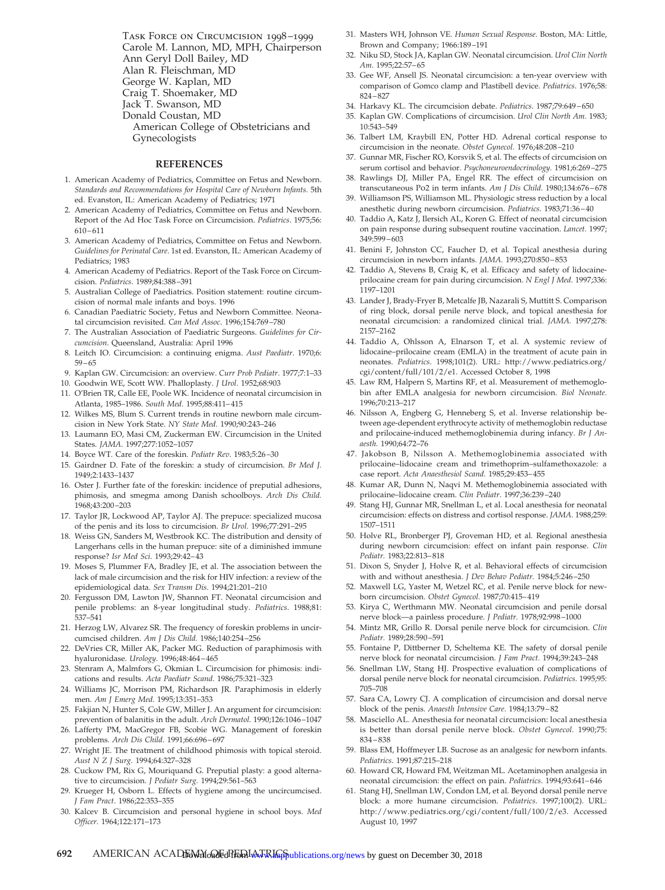Task Force on Circumcision 1998–1999
Carole M. Lannon, MD, MPH, Chairperson
Ann Geryl Doll Bailey, MD
Alan R. Fleischman, MD
George W. Kaplan, MD
Craig T. Shoemaker, MD
Jack T. Swanson, MD
Donald Coustan, MD
American College of Obstetricians and Gynecologists

## REFERENCES

1. American Academy of Pediatrics, Committee on Fetus and Newborn. *Standards and Recommendations for Hospital Care of Newborn Infants.* 5th ed. Evanston, IL: American Academy of Pediatrics; 1971
2. American Academy of Pediatrics, Committee on Fetus and Newborn. Report of the Ad Hoc Task Force on Circumcision. *Pediatrics*. 1975;56: 610–611
3. American Academy of Pediatrics, Committee on Fetus and Newborn. *Guidelines for Perinatal Care*. 1st ed. Evanston, IL: American Academy of Pediatrics; 1983
4. American Academy of Pediatrics. Report of the Task Force on Circumcision. *Pediatrics.* 1989;84:388–391
5. Australian College of Paediatrics. Position statement: routine circumcision of normal male infants and boys. 1996
6. Canadian Paediatric Society, Fetus and Newborn Committee. Neonatal circumcision revisited. *Can Med Assoc*. 1996;154:769–780
7. The Australian Association of Paediatric Surgeons. *Guidelines for Circumcision*. Queensland, Australia: April 1996
8. Leitch IO. Circumcision: a continuing enigma. *Aust Paediatr*. 1970;6: 59–65
9. Kaplan GW. Circumcision: an overview. *Curr Prob Pediatr*. 1977;7:1–33
10. Goodwin WE, Scott WW. Phalloplasty. *J Urol*. 1952;68:903
11. O'Brien TR, Calle EE, Poole WK. Incidence of neonatal circumcision in Atlanta, 1985–1986. *South Med.* 1995;88:411–415
12. Wilkes MS, Blum S. Current trends in routine newborn male circumcision in New York State. *NY State Med.* 1990;90:243–246
13. Laumann EO, Masi CM, Zuckerman EW. Circumcision in the United States. *JAMA.* 1997;277:1052–1057
14. Boyce WT. Care of the foreskin. *Pediatr Rev.* 1983;5:26–30
15. Gairdner D. Fate of the foreskin: a study of circumcision. *Br Med J.* 1949;2:1433–1437
16. Oster J. Further fate of the foreskin: incidence of preputial adhesions, phimosis, and smegma among Danish schoolboys. *Arch Dis Child.* 1968;43:200–203
17. Taylor JR, Lockwood AP, Taylor AJ. The prepuce: specialized mucosa of the penis and its loss to circumcision. *Br Urol.* 1996;77:291–295
18. Weiss GN, Sanders M, Westbrook KC. The distribution and density of Langerhans cells in the human prepuce: site of a diminished immune response? *Isr Med Sci.* 1993;29:42–43
19. Moses S, Plummer FA, Bradley JE, et al. The association between the lack of male circumcision and the risk for HIV infection: a review of the epidemiological data. *Sex Transm Dis.* 1994;21:201–210
20. Fergusson DM, Lawton JW, Shannon FT. Neonatal circumcision and penile problems: an 8-year longitudinal study. *Pediatrics*. 1988;81: 537–541
21. Herzog LW, Alvarez SR. The frequency of foreskin problems in uncircumcised children. *Am J Dis Child.* 1986;140:254–256
22. DeVries CR, Miller AK, Packer MG. Reduction of paraphimosis with hyaluronidase. *Urology.* 1996;48:464–465
23. Stenram A, Malmfors G, Okmian L. Circumcision for phimosis: indications and results. *Acta Paediatr Scand.* 1986;75:321–323
24. Williams JC, Morrison PM, Richardson JR. Paraphimosis in elderly men. *Am J Emerg Med.* 1995;13:351–353
25. Fakjian N, Hunter S, Cole GW, Miller J. An argument for circumcision: prevention of balanitis in the adult. *Arch Dermatol.* 1990;126:1046–1047
26. Lafferty PM, MacGregor FB, Scobie WG. Management of foreskin problems. *Arch Dis Child.* 1991;66:696–697
27. Wright JE. The treatment of childhood phimosis with topical steroid. *Aust N Z J Surg.* 1994;64:327–328
28. Cuckow PM, Rix G, Mouriquand G. Preputial plasty: a good alternative to circumcision. *J Pediatr Surg.* 1994;29:561–563
29. Krueger H, Osborn L. Effects of hygiene among the uncircumcised. *J Fam Pract*. 1986;22:353–355
30. Kalcev B. Circumcision and personal hygiene in school boys. *Med Officer.* 1964;122:171–173
31. Masters WH, Johnson VE. *Human Sexual Response.* Boston, MA: Little, Brown and Company; 1966:189–191
32. Niku SD, Stock JA, Kaplan GW. Neonatal circumcision. *Urol Clin North Am.* 1995;22:57–65
33. Gee WF, Ansell JS. Neonatal circumcision: a ten-year overview with comparison of Gomco clamp and Plastibell device. *Pediatrics*. 1976;58: 824–827
34. Harkavy KL. The circumcision debate. *Pediatrics*. 1987;79:649–650
35. Kaplan GW. Complications of circumcision. *Urol Clin North Am.* 1983; 10:543–549
36. Talbert LM, Kraybill EN, Potter HD. Adrenal cortical response to circumcision in the neonate. *Obstet Gynecol.* 1976;48:208–210
37. Gunnar MR, Fischer RO, Korsvik S, et al. The effects of circumcision on serum cortisol and behavior. *Psychoneuroendocrinology.* 1981;6:269–275
38. Rawlings DJ, Miller PA, Engel RR. The effect of circumcision on transcutaneous Po2 in term infants. *Am J Dis Child.* 1980;134:676–678
39. Williamson PS, Williamson ML. Physiologic stress reduction by a local anesthetic during newborn circumcision. *Pediatrics*. 1983;71:36–40
40. Taddio A, Katz J, Ilersich AL, Koren G. Effect of neonatal circumcision on pain response during subsequent routine vaccination. *Lancet.* 1997; 349:599–603
41. Benini F, Johnston CC, Faucher D, et al. Topical anesthesia during circumcision in newborn infants. *JAMA.* 1993;270:850–853
42. Taddio A, Stevens B, Craig K, et al. Efficacy and safety of lidocaine-prilocaine cream for pain during circumcision. *N Engl J Med*. 1997;336: 1197–1201
43. Lander J, Brady-Fryer B, Metcalfe JB, Nazarali S, Muttitt S. Comparison of ring block, dorsal penile nerve block, and topical anesthesia for neonatal circumcision: a randomized clinical trial. *JAMA.* 1997;278: 2157–2162
44. Taddio A, Ohlsson A, Elnarson T, et al. A systemic review of lidocaine–prilocaine cream (EMLA) in the treatment of acute pain in neonates. *Pediatrics*. 1998;101(2). URL: http://www.pediatrics.org/cgi/content/full/101/2/e1. Accessed October 8, 1998
45. Law RM, Halpern S, Martins RF, et al. Measurement of methemoglobin after EMLA analgesia for newborn circumcision. *Biol Neonate.* 1996;70:213–217
46. Nilsson A, Engberg G, Henneberg S, et al. Inverse relationship between age-dependent erythrocyte activity of methemoglobin reductase and prilocaine-induced methemoglobinemia during infancy. *Br J Anaesth.* 1990;64:72–76
47. Jakobson B, Nilsson A. Methemoglobinemia associated with prilocaine–lidocaine cream and trimethoprim–sulfamethoxazole: a case report. *Acta Anaesthesiol Scand.* 1985;29:453–455
48. Kumar AR, Dunn N, Naqvi M. Methemoglobinemia associated with prilocaine–lidocaine cream. *Clin Pediatr*. 1997;36:239–240
49. Stang HJ, Gunnar MR, Snellman L, et al. Local anesthesia for neonatal circumcision: effects on distress and cortisol response. *JAMA.* 1988;259: 1507–1511
50. Holve RL, Bronberger PJ, Groveman HD, et al. Regional anesthesia during newborn circumcision: effect on infant pain response. *Clin Pediatr.* 1983;22:813–818
51. Dixon S, Snyder J, Holve R, et al. Behavioral effects of circumcision with and without anesthesia. *J Dev Behav Pediatr.* 1984;5:246–250
52. Maxwell LG, Yaster M, Wetzel RC, et al. Penile nerve block for newborn circumcision. *Obstet Gynecol.* 1987;70:415–419
53. Kirya C, Werthmann MW. Neonatal circumcision and penile dorsal nerve block—a painless procedure. *J Pediatr.* 1978;92:998–1000
54. Mintz MR, Grillo R. Dorsal penile nerve block for circumcision. *Clin Pediatr.* 1989;28:590–591
55. Fontaine P, Dittberner D, Scheltema KE. The safety of dorsal penile nerve block for neonatal circumcision. *J Fam Pract.* 1994;39:243–248
56. Snellman LW, Stang HJ. Prospective evaluation of complications of dorsal penile nerve block for neonatal circumcision. *Pediatrics.* 1995;95: 705–708
57. Sara CA, Lowry CJ. A complication of circumcision and dorsal nerve block of the penis. *Anaesth Intensive Care*. 1984;13:79–82
58. Masciello AL. Anesthesia for neonatal circumcision: local anesthesia is better than dorsal penile nerve block. *Obstet Gynecol.* 1990;75: 834–838
59. Blass EM, Hoffmeyer LB. Sucrose as an analgesic for newborn infants. *Pediatrics*. 1991;87:215–218
60. Howard CR, Howard FM, Weitzman ML. Acetaminophen analgesia in neonatal circumcision: the effect on pain. *Pediatrics*. 1994;93:641–646
61. Stang HJ, Snellman LW, Condon LM, et al. Beyond dorsal penile nerve block: a more humane circumcision. *Pediatrics*. 1997;100(2). URL: http://www.pediatrics.org/cgi/content/full/100/2/e3. Accessed August 10, 1997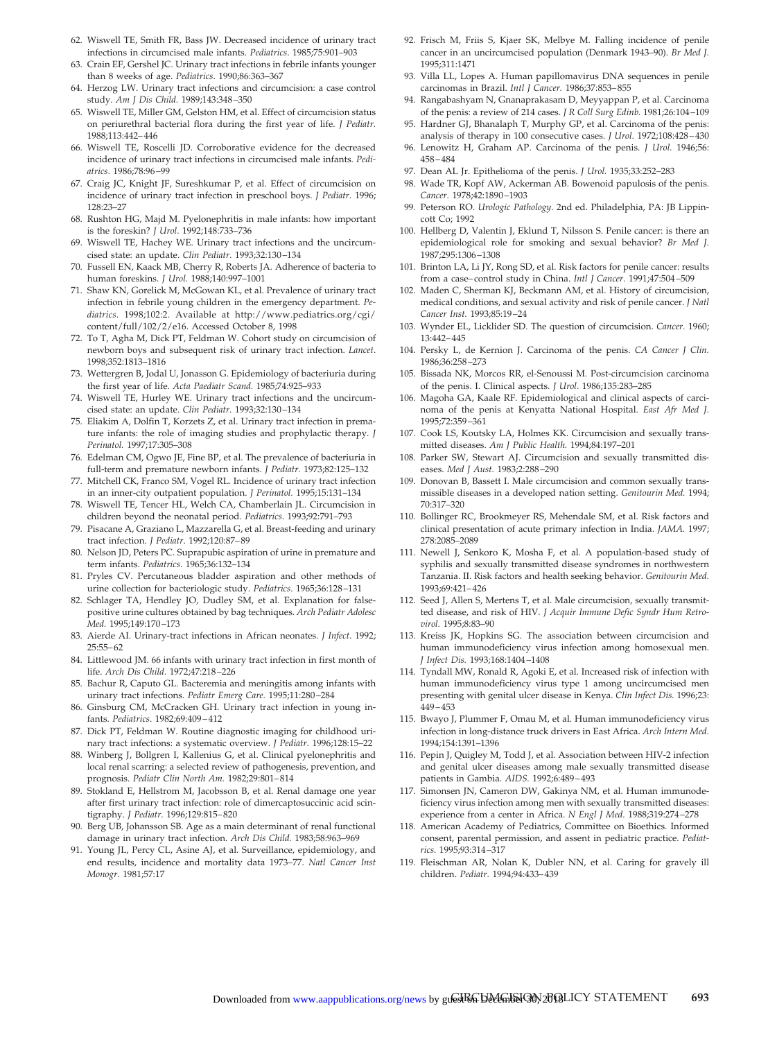62. Wiswell TE, Smith FR, Bass JW. Decreased incidence of urinary tract infections in circumcised male infants. *Pediatrics*. 1985;75:901–903
63. Crain EF, Gershel JC. Urinary tract infections in febrile infants younger than 8 weeks of age. *Pediatrics*. 1990;86:363–367
64. Herzog LW. Urinary tract infections and circumcision: a case control study. *Am J Dis Child*. 1989;143:348–350
65. Wiswell TE, Miller GM, Gelston HM, et al. Effect of circumcision status on periurethral bacterial flora during the first year of life. *J Pediatr.* 1988;113:442–446
66. Wiswell TE, Roscelli JD. Corroborative evidence for the decreased incidence of urinary tract infections in circumcised male infants. *Pediatrics*. 1986;78:96–99
67. Craig JC, Knight JF, Sureshkumar P, et al. Effect of circumcision on incidence of urinary tract infection in preschool boys. *J Pediatr.* 1996; 128:23–27
68. Rushton HG, Majd M. Pyelonephritis in male infants: how important is the foreskin? *J Urol*. 1992;148:733–736
69. Wiswell TE, Hachey WE. Urinary tract infections and the uncircumcised state: an update. *Clin Pediatr.* 1993;32:130–134
70. Fussell EN, Kaack MB, Cherry R, Roberts JA. Adherence of bacteria to human foreskins. *J Urol.* 1988;140:997–1001
71. Shaw KN, Gorelick M, McGowan KL, et al. Prevalence of urinary tract infection in febrile young children in the emergency department. *Pediatrics*. 1998;102:2. Available at http://www.pediatrics.org/cgi/content/full/102/2/e16. Accessed October 8, 1998
72. To T, Agha M, Dick PT, Feldman W. Cohort study on circumcision of newborn boys and subsequent risk of urinary tract infection. *Lancet*. 1998;352:1813–1816
73. Wettergren B, Jodal U, Jonasson G. Epidemiology of bacteriuria during the first year of life. *Acta Paediatr Scand*. 1985;74:925–933
74. Wiswell TE, Hurley WE. Urinary tract infections and the uncircumcised state: an update. *Clin Pediatr.* 1993;32:130–134
75. Eliakim A, Dolfin T, Korzets Z, et al. Urinary tract infection in premature infants: the role of imaging studies and prophylactic therapy. *J Perinatol.* 1997;17:305–308
76. Edelman CM, Ogwo JE, Fine BP, et al. The prevalence of bacteriuria in full-term and premature newborn infants. *J Pediatr.* 1973;82:125–132
77. Mitchell CK, Franco SM, Vogel RL. Incidence of urinary tract infection in an inner-city outpatient population. *J Perinatol.* 1995;15:131–134
78. Wiswell TE, Tencer HL, Welch CA, Chamberlain JL. Circumcision in children beyond the neonatal period. *Pediatrics*. 1993;92:791–793
79. Pisacane A, Graziano L, Mazzarella G, et al. Breast-feeding and urinary tract infection. *J Pediatr*. 1992;120:87–89
80. Nelson JD, Peters PC. Suprapubic aspiration of urine in premature and term infants. *Pediatrics*. 1965;36:132–134
81. Pryles CV. Percutaneous bladder aspiration and other methods of urine collection for bacteriologic study. *Pediatrics*. 1965;36:128–131
82. Schlager TA, Hendley JO, Dudley SM, et al. Explanation for false-positive urine cultures obtained by bag techniques. *Arch Pediatr Adolesc Med.* 1995;149:170–173
83. Aierde AI. Urinary-tract infections in African neonates. *J Infect*. 1992; 25:55–62
84. Littlewood JM. 66 infants with urinary tract infection in first month of life. *Arch Dis Child.* 1972;47:218–226
85. Bachur R, Caputo GL. Bacteremia and meningitis among infants with urinary tract infections. *Pediatr Emerg Care.* 1995;11:280–284
86. Ginsburg CM, McCracken GH. Urinary tract infection in young infants. *Pediatrics.* 1982;69:409–412
87. Dick PT, Feldman W. Routine diagnostic imaging for childhood urinary tract infections: a systematic overview. *J Pediatr.* 1996;128:15–22
88. Winberg J, Bollgren I, Kallenius G, et al. Clinical pyelonephritis and local renal scarring: a selected review of pathogenesis, prevention, and prognosis. *Pediatr Clin North Am.* 1982;29:801–814
89. Stokland E, Hellstrom M, Jacobsson B, et al. Renal damage one year after first urinary tract infection: role of dimercaptosuccinic acid scintigraphy. *J Pediatr.* 1996;129:815–820
90. Berg UB, Johansson SB. Age as a main determinant of renal functional damage in urinary tract infection. *Arch Dis Child.* 1983;58:963–969
91. Young JL, Percy CL, Asine AJ, et al. Surveillance, epidemiology, and end results, incidence and mortality data 1973–77. *Natl Cancer Inst Monogr*. 1981;57:17
92. Frisch M, Friis S, Kjaer SK, Melbye M. Falling incidence of penile cancer in an uncircumcised population (Denmark 1943–90). *Br Med J.* 1995;311:1471
93. Villa LL, Lopes A. Human papillomavirus DNA sequences in penile carcinomas in Brazil. *Intl J Cancer.* 1986;37:853–855
94. Rangabashyam N, Gnanaprakasam D, Meyyappan P, et al. Carcinoma of the penis: a review of 214 cases. *J R Coll Surg Edinb.* 1981;26:104–109
95. Hardner GJ, Bhanalaph T, Murphy GP, et al. Carcinoma of the penis: analysis of therapy in 100 consecutive cases. *J Urol.* 1972;108:428–430
96. Lenowitz H, Graham AP. Carcinoma of the penis. *J Urol.* 1946;56: 458–484
97. Dean AL Jr. Epithelioma of the penis. *J Urol.* 1935;33:252–283
98. Wade TR, Kopf AW, Ackerman AB. Bowenoid papulosis of the penis. *Cancer.* 1978;42:1890–1903
99. Peterson RO. *Urologic Pathology*. 2nd ed. Philadelphia, PA: JB Lippincott Co; 1992
100. Hellberg D, Valentin J, Eklund T, Nilsson S. Penile cancer: is there an epidemiological role for smoking and sexual behavior? *Br Med J*. 1987;295:1306–1308
101. Brinton LA, Li JY, Rong SD, et al. Risk factors for penile cancer: results from a case–control study in China. *Intl J Cancer.* 1991;47:504–509
102. Maden C, Sherman KJ, Beckmann AM, et al. History of circumcision, medical conditions, and sexual activity and risk of penile cancer. *J Natl Cancer Inst.* 1993;85:19–24
103. Wynder EL, Licklider SD. The question of circumcision. *Cancer.* 1960; 13:442–445
104. Persky L, de Kernion J. Carcinoma of the penis. *CA Cancer J Clin.* 1986;36:258–273
105. Bissada NK, Morcos RR, el-Senoussi M. Post-circumcision carcinoma of the penis. I. Clinical aspects. *J Urol*. 1986;135:283–285
106. Magoha GA, Kaale RF. Epidemiological and clinical aspects of carcinoma of the penis at Kenyatta National Hospital. *East Afr Med J.* 1995;72:359–361
107. Cook LS, Koutsky LA, Holmes KK. Circumcision and sexually transmitted diseases. *Am J Public Health.* 1994;84:197–201
108. Parker SW, Stewart AJ. Circumcision and sexually transmitted diseases. *Med J Aust.* 1983;2:288–290
109. Donovan B, Bassett I. Male circumcision and common sexually transmissible diseases in a developed nation setting. *Genitourin Med.* 1994; 70:317–320
110. Bollinger RC, Brookmeyer RS, Mehendale SM, et al. Risk factors and clinical presentation of acute primary infection in India. *JAMA.* 1997; 278:2085–2089
111. Newell J, Senkoro K, Mosha F, et al. A population-based study of syphilis and sexually transmitted disease syndromes in northwestern Tanzania. II. Risk factors and health seeking behavior. *Genitourin Med.* 1993;69:421–426
112. Seed J, Allen S, Mertens T, et al. Male circumcision, sexually transmitted disease, and risk of HIV. *J Acquir Immune Defic Syndr Hum Retrovirol.* 1995;8:83–90
113. Kreiss JK, Hopkins SG. The association between circumcision and human immunodeficiency virus infection among homosexual men. *J Infect Dis.* 1993;168:1404–1408
114. Tyndall MW, Ronald R, Agoki E, et al. Increased risk of infection with human immunodeficiency virus type 1 among uncircumcised men presenting with genital ulcer disease in Kenya. *Clin Infect Dis.* 1996;23: 449–453
115. Bwayo J, Plummer F, Omau M, et al. Human immunodeficiency virus infection in long-distance truck drivers in East Africa. *Arch Intern Med.* 1994;154:1391–1396
116. Pepin J, Quigley M, Todd J, et al. Association between HIV-2 infection and genital ulcer diseases among male sexually transmitted disease patients in Gambia. *AIDS.* 1992;6:489–493
117. Simonsen JN, Cameron DW, Gakinya NM, et al. Human immunodeficiency virus infection among men with sexually transmitted diseases: experience from a center in Africa. *N Engl J Med.* 1988;319:274–278
118. American Academy of Pediatrics, Committee on Bioethics. Informed consent, parental permission, and assent in pediatric practice. *Pediatrics.* 1995;93:314–317
119. Fleischman AR, Nolan K, Dubler NN, et al. Caring for gravely ill children. *Pediatr.* 1994;94:433–439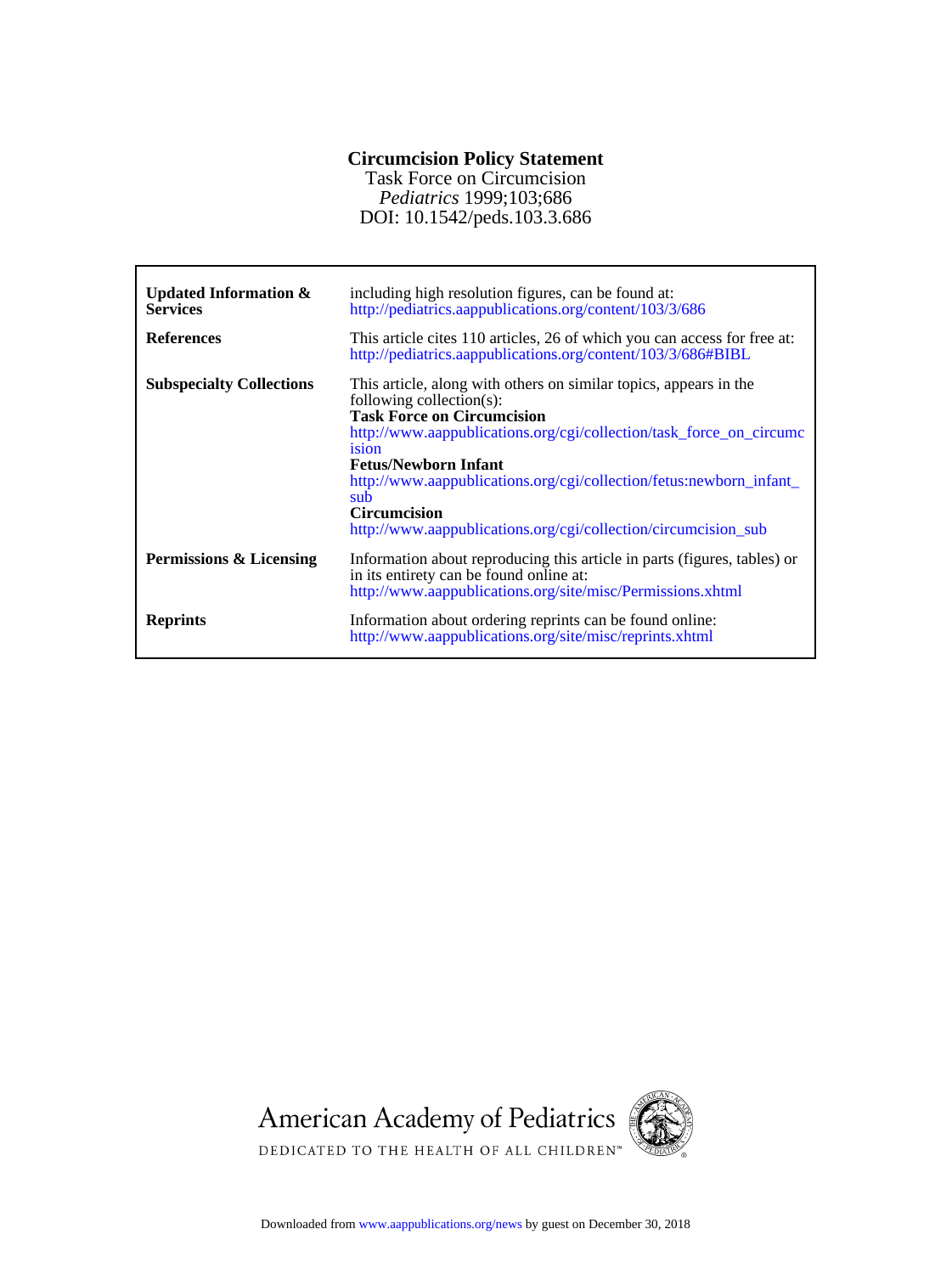# Circumcision Policy Statement

Task Force on Circumcision

*Pediatrics* 1999;103;686

DOI: 10.1542/peds.103.3.686

| | |
|---|---|
| **Updated Information & Services** | including high resolution figures, can be found at: http://pediatrics.aappublications.org/content/103/3/686 |
| **References** | This article cites 110 articles, 26 of which you can access for free at: http://pediatrics.aappublications.org/content/103/3/686#BIBL |
| **Subspecialty Collections** | This article, along with others on similar topics, appears in the following collection(s): **Task Force on Circumcision** http://www.aappublications.org/cgi/collection/task_force_on_circumcision **Fetus/Newborn Infant** http://www.aappublications.org/cgi/collection/fetus:newborn_infant_sub **Circumcision** http://www.aappublications.org/cgi/collection/circumcision_sub |
| **Permissions & Licensing** | Information about reproducing this article in parts (figures, tables) or in its entirety can be found online at: http://www.aappublications.org/site/misc/Permissions.xhtml |
| **Reprints** | Information about ordering reprints can be found online: http://www.aappublications.org/site/misc/reprints.xhtml |

American Academy of Pediatrics

DEDICATED TO THE HEALTH OF ALL CHILDREN™

Downloaded from www.aappublications.org/news by guest on December 30, 2018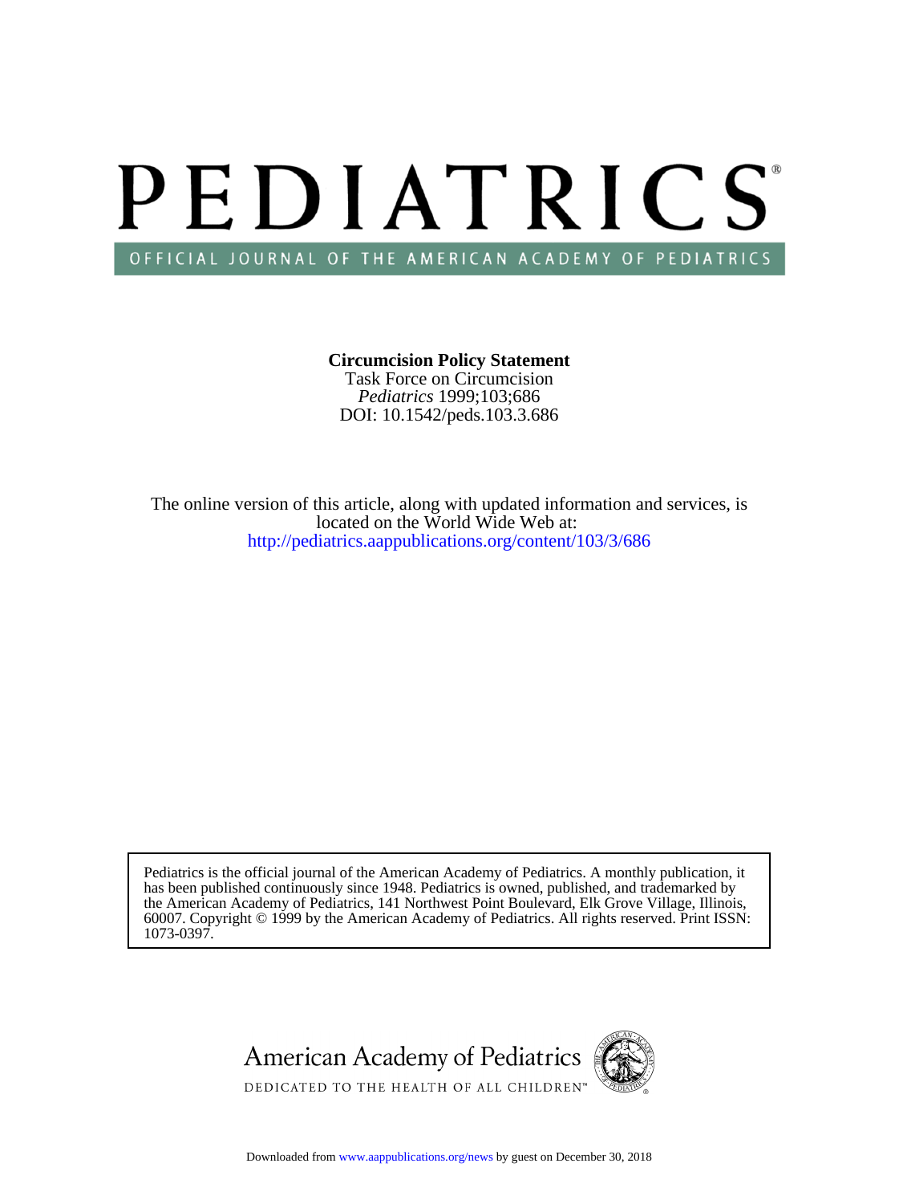# PEDIATRICS

OFFICIAL JOURNAL OF THE AMERICAN ACADEMY OF PEDIATRICS

**Circumcision Policy Statement**
Task Force on Circumcision
*Pediatrics* 1999;103;686
DOI: 10.1542/peds.103.3.686

The online version of this article, along with updated information and services, is located on the World Wide Web at:
http://pediatrics.aappublications.org/content/103/3/686

Pediatrics is the official journal of the American Academy of Pediatrics. A monthly publication, it has been published continuously since 1948. Pediatrics is owned, published, and trademarked by the American Academy of Pediatrics, 141 Northwest Point Boulevard, Elk Grove Village, Illinois, 60007. Copyright © 1999 by the American Academy of Pediatrics. All rights reserved. Print ISSN: 1073-0397.

American Academy of Pediatrics
DEDICATED TO THE HEALTH OF ALL CHILDREN™

Downloaded from www.aappublications.org/news by guest on December 30, 2018